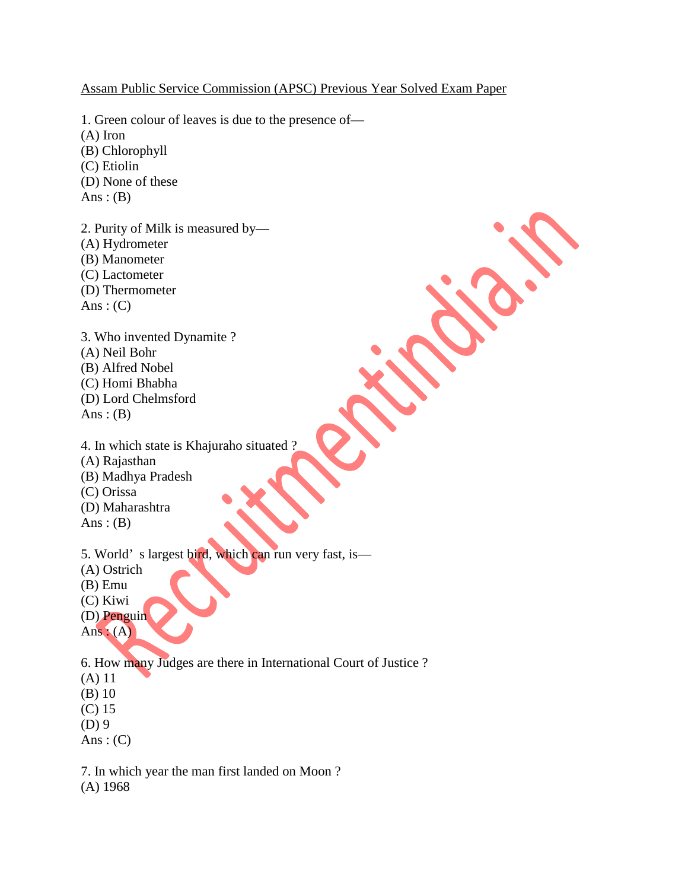Assam Public Service Commission (APSC) Previous Year Solved Exam Paper

1. Green colour of leaves is due to the presence of—
(A) Iron
(B) Chlorophyll
(C) Etiolin
(D) None of these
Ans : (B)

2. Purity of Milk is measured by—
(A) Hydrometer
(B) Manometer
(C) Lactometer
(D) Thermometer
Ans : (C)

3. Who invented Dynamite ?
(A) Neil Bohr
(B) Alfred Nobel
(C) Homi Bhabha
(D) Lord Chelmsford
Ans : (B)

4. In which state is Khajuraho situated ?
(A) Rajasthan
(B) Madhya Pradesh
(C) Orissa
(D) Maharashtra
Ans : (B)

5. World' s largest bird, which can run very fast, is—
(A) Ostrich
(B) Emu
(C) Kiwi
(D) Penguin
Ans : (A)

6. How many Judges are there in International Court of Justice ?
(A) 11
(B) 10
(C) 15
(D) 9
Ans : (C)

7. In which year the man first landed on Moon ?
(A) 1968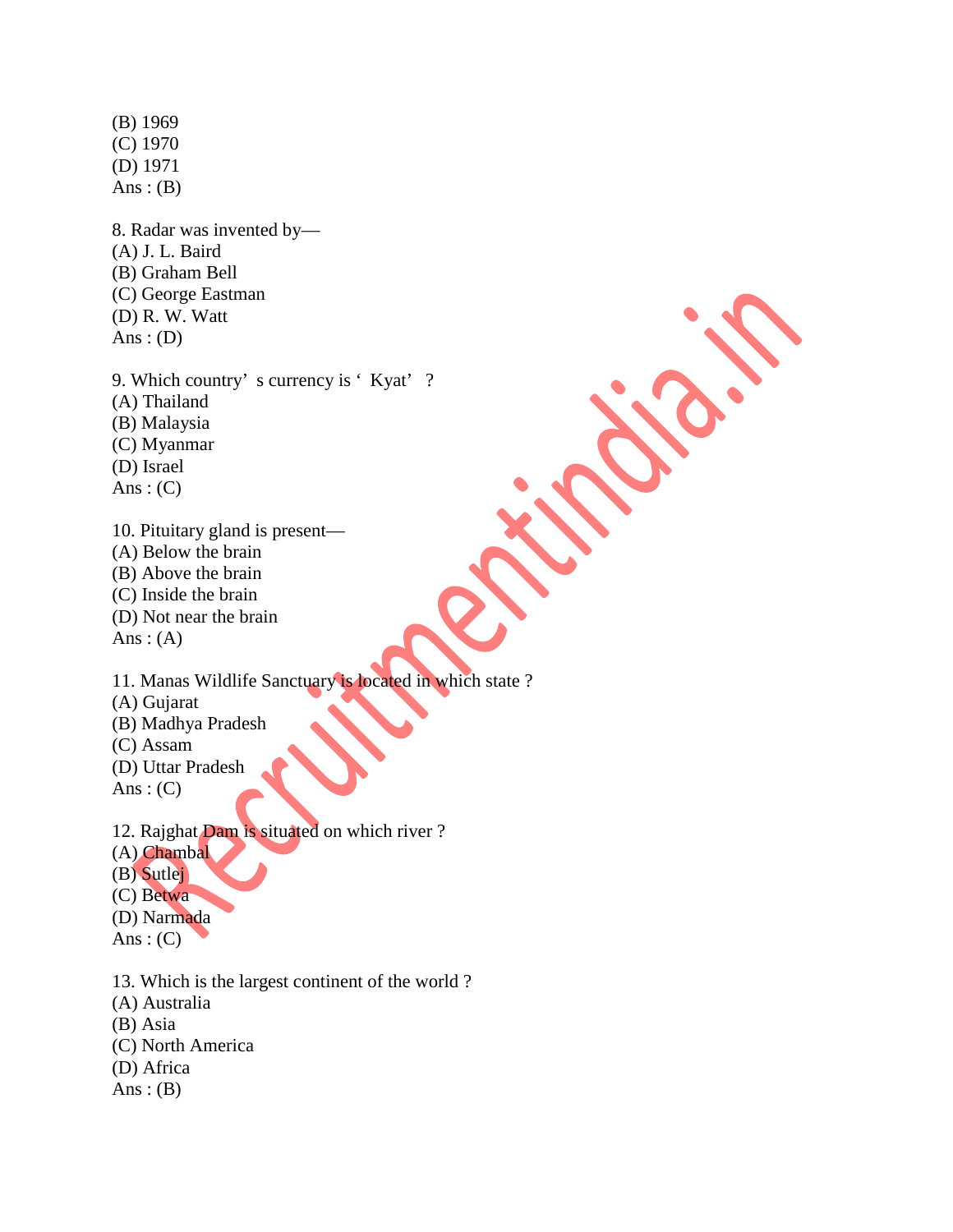(B) 1969
(C) 1970
(D) 1971
Ans : (B)

8. Radar was invented by—
(A) J. L. Baird
(B) Graham Bell
(C) George Eastman
(D) R. W. Watt
Ans : (D)

9. Which country’ s currency is ‘ Kyat’ ?
(A) Thailand
(B) Malaysia
(C) Myanmar
(D) Israel
Ans : (C)

10. Pituitary gland is present—
(A) Below the brain
(B) Above the brain
(C) Inside the brain
(D) Not near the brain
Ans : (A)

11. Manas Wildlife Sanctuary is located in which state ?
(A) Gujarat
(B) Madhya Pradesh
(C) Assam
(D) Uttar Pradesh
Ans : (C)

12. Rajghat Dam is situated on which river ?
(A) Chambal
(B) Sutlej
(C) Betwa
(D) Narmada
Ans : (C)

13. Which is the largest continent of the world ?
(A) Australia
(B) Asia
(C) North America
(D) Africa
Ans : (B)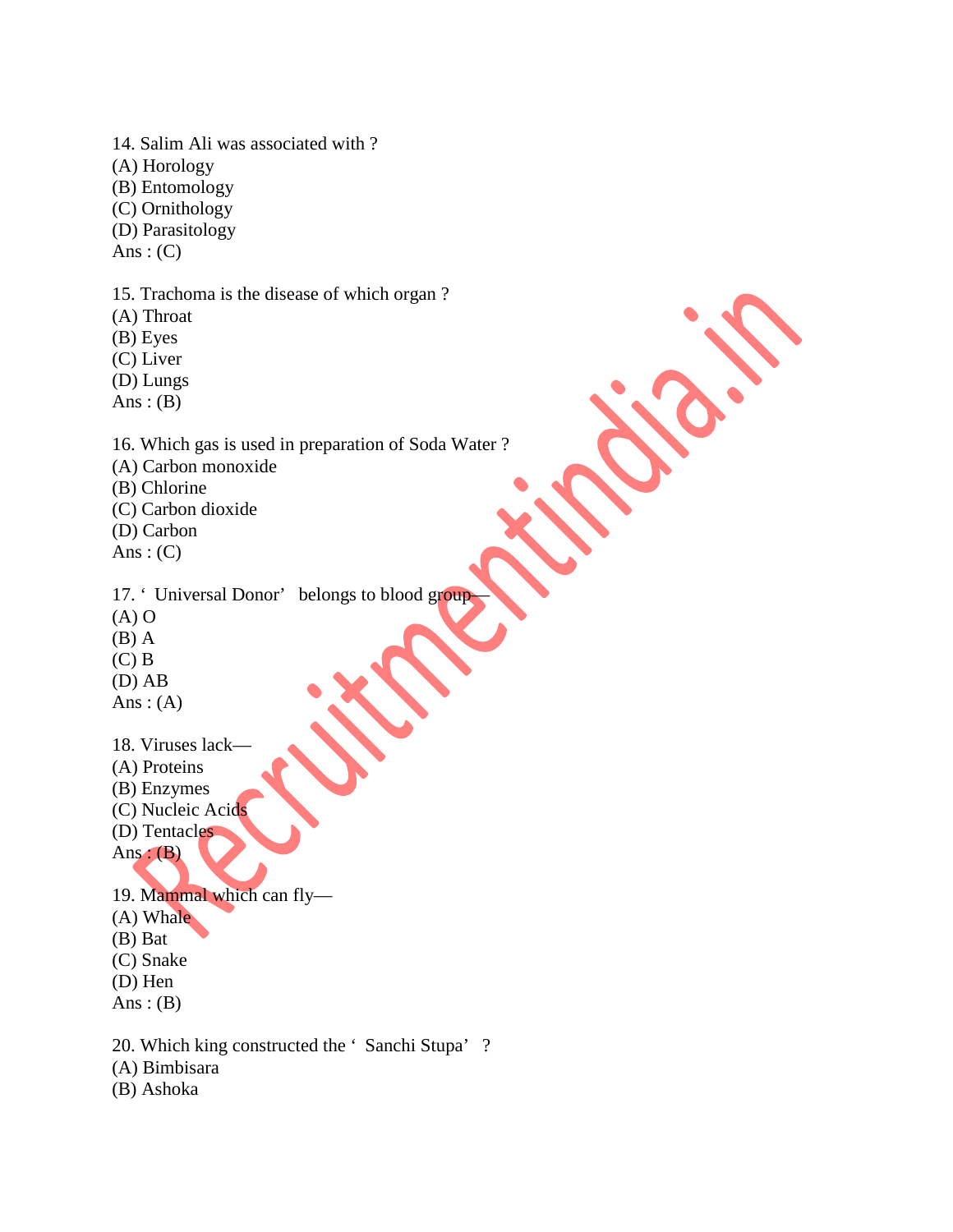14. Salim Ali was associated with ?
(A) Horology
(B) Entomology
(C) Ornithology
(D) Parasitology
Ans : (C)

15. Trachoma is the disease of which organ ?
(A) Throat
(B) Eyes
(C) Liver
(D) Lungs
Ans : (B)

16. Which gas is used in preparation of Soda Water ?
(A) Carbon monoxide
(B) Chlorine
(C) Carbon dioxide
(D) Carbon
Ans : (C)

17. ' Universal Donor' belongs to blood group—
(A) O
(B) A
(C) B
(D) AB
Ans : (A)

18. Viruses lack—
(A) Proteins
(B) Enzymes
(C) Nucleic Acids
(D) Tentacles
Ans : (B)

19. Mammal which can fly—
(A) Whale
(B) Bat
(C) Snake
(D) Hen
Ans : (B)

20. Which king constructed the ' Sanchi Stupa' ?
(A) Bimbisara
(B) Ashoka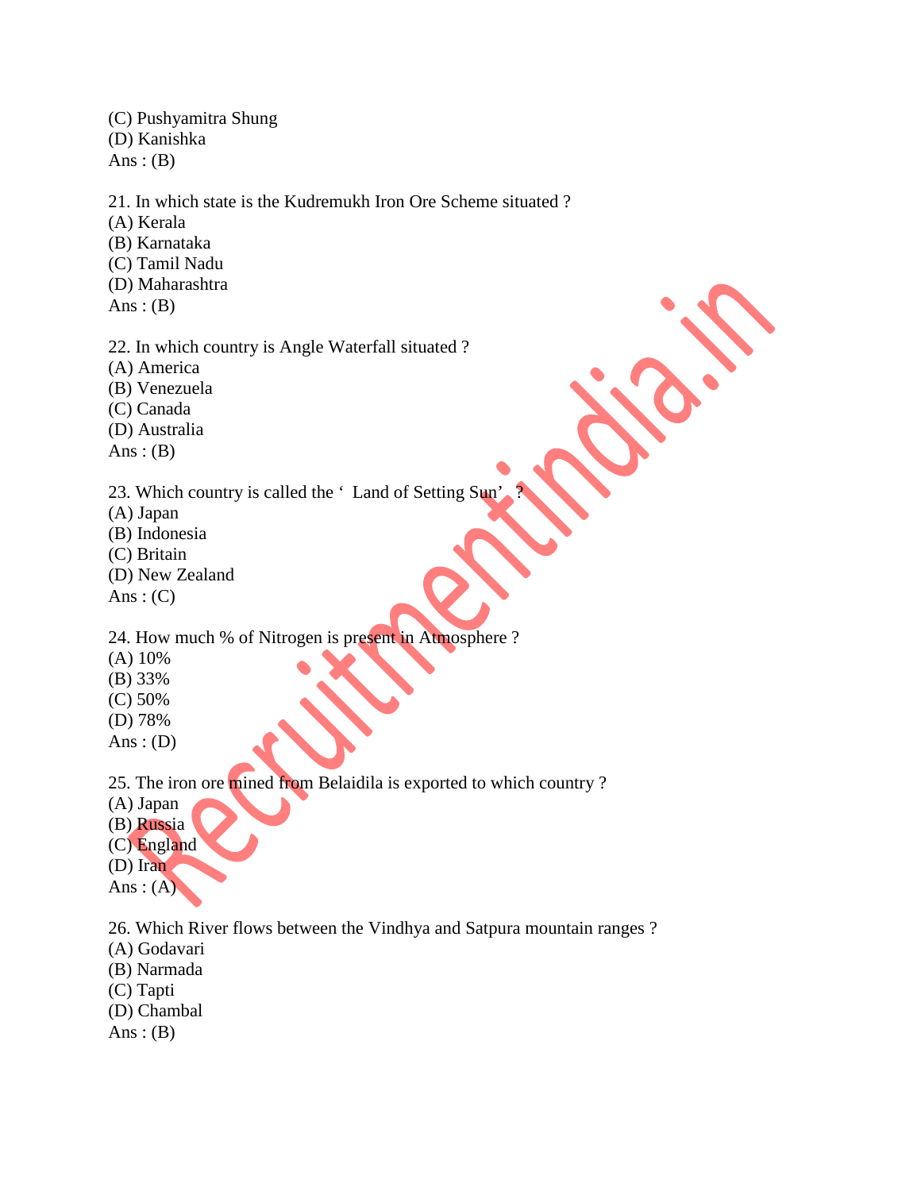(C) Pushyamitra Shung
(D) Kanishka
Ans : (B)

21. In which state is the Kudremukh Iron Ore Scheme situated ?
(A) Kerala
(B) Karnataka
(C) Tamil Nadu
(D) Maharashtra
Ans : (B)

22. In which country is Angle Waterfall situated ?
(A) America
(B) Venezuela
(C) Canada
(D) Australia
Ans : (B)

23. Which country is called the ' Land of Setting Sun' ?
(A) Japan
(B) Indonesia
(C) Britain
(D) New Zealand
Ans : (C)

24. How much % of Nitrogen is present in Atmosphere ?
(A) 10%
(B) 33%
(C) 50%
(D) 78%
Ans : (D)

25. The iron ore mined from Belaidila is exported to which country ?
(A) Japan
(B) Russia
(C) England
(D) Iran
Ans : (A)

26. Which River flows between the Vindhya and Satpura mountain ranges ?
(A) Godavari
(B) Narmada
(C) Tapti
(D) Chambal
Ans : (B)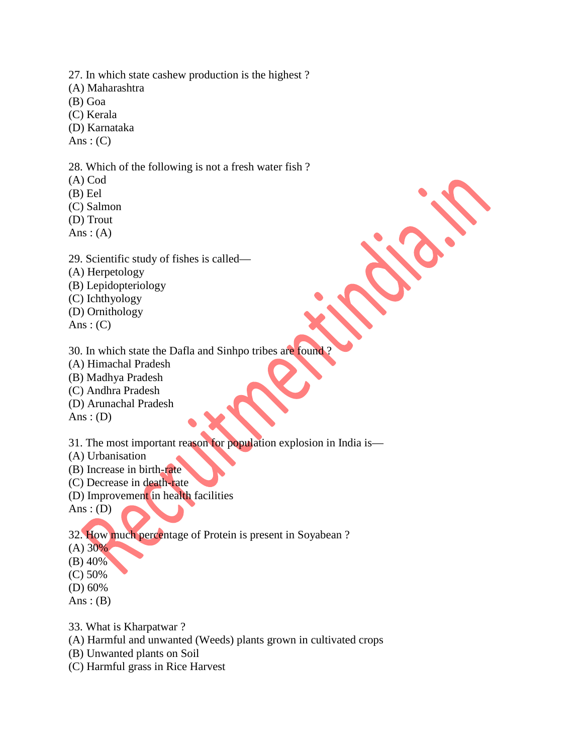27. In which state cashew production is the highest ?
(A) Maharashtra
(B) Goa
(C) Kerala
(D) Karnataka
Ans : (C)

28. Which of the following is not a fresh water fish ?
(A) Cod
(B) Eel
(C) Salmon
(D) Trout
Ans : (A)

29. Scientific study of fishes is called—
(A) Herpetology
(B) Lepidopteriology
(C) Ichthyology
(D) Ornithology
Ans : (C)

30. In which state the Dafla and Sinhpo tribes are found ?
(A) Himachal Pradesh
(B) Madhya Pradesh
(C) Andhra Pradesh
(D) Arunachal Pradesh
Ans : (D)

31. The most important reason for population explosion in India is—
(A) Urbanisation
(B) Increase in birth-rate
(C) Decrease in death-rate
(D) Improvement in health facilities
Ans : (D)

32. How much percentage of Protein is present in Soyabean ?
(A) 30%
(B) 40%
(C) 50%
(D) 60%
Ans : (B)

33. What is Kharpatwar ?
(A) Harmful and unwanted (Weeds) plants grown in cultivated crops
(B) Unwanted plants on Soil
(C) Harmful grass in Rice Harvest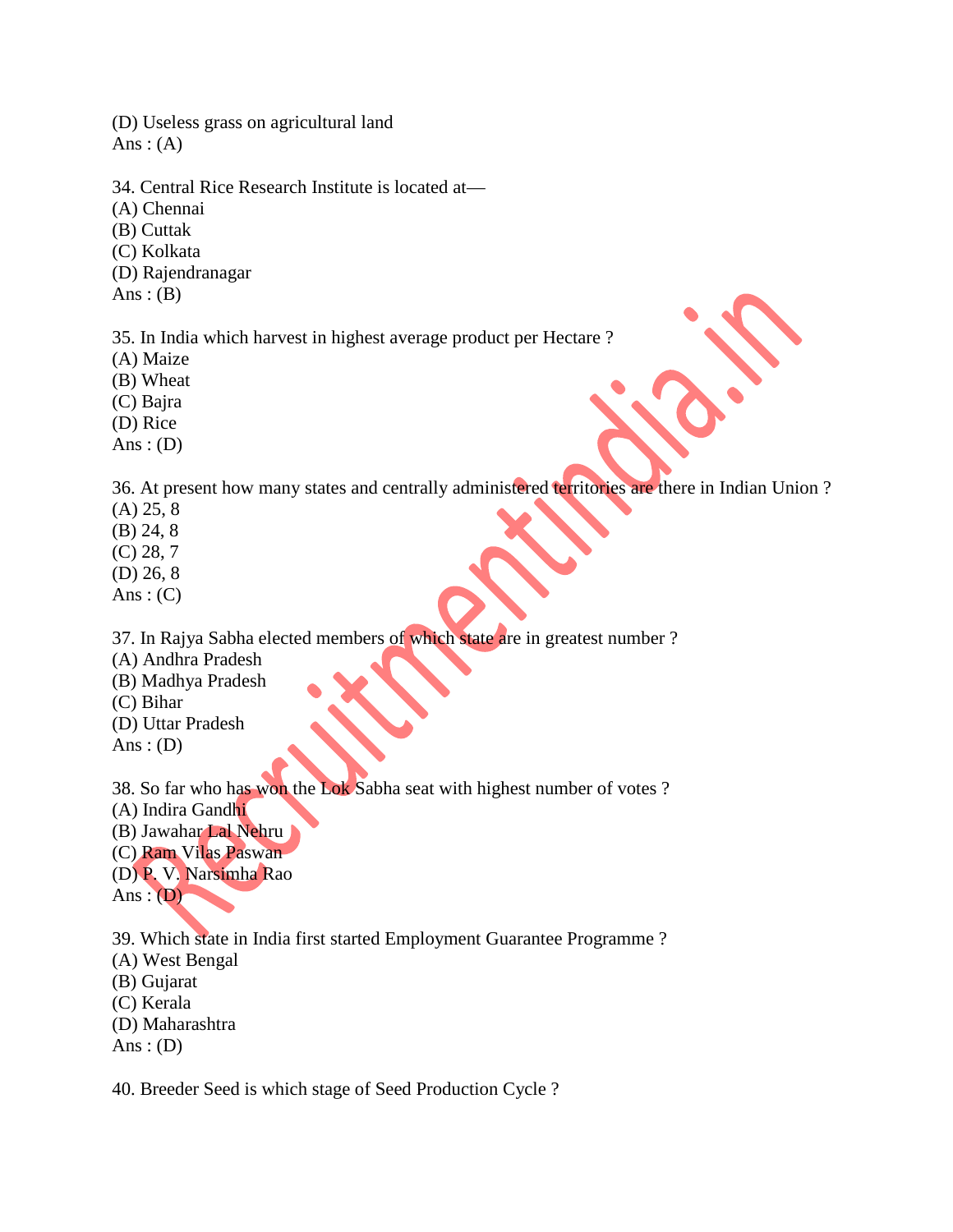(D) Useless grass on agricultural land
Ans : (A)

34. Central Rice Research Institute is located at—
(A) Chennai
(B) Cuttak
(C) Kolkata
(D) Rajendranagar
Ans : (B)

35. In India which harvest in highest average product per Hectare ?
(A) Maize
(B) Wheat
(C) Bajra
(D) Rice
Ans : (D)

36. At present how many states and centrally administered territories are there in Indian Union ?
(A) 25, 8
(B) 24, 8
(C) 28, 7
(D) 26, 8
Ans : (C)

37. In Rajya Sabha elected members of which state are in greatest number ?
(A) Andhra Pradesh
(B) Madhya Pradesh
(C) Bihar
(D) Uttar Pradesh
Ans : (D)

38. So far who has won the Lok Sabha seat with highest number of votes ?
(A) Indira Gandhi
(B) Jawahar Lal Nehru
(C) Ram Vilas Paswan
(D) P. V. Narsimha Rao
Ans : (D)

39. Which state in India first started Employment Guarantee Programme ?
(A) West Bengal
(B) Gujarat
(C) Kerala
(D) Maharashtra
Ans : (D)

40. Breeder Seed is which stage of Seed Production Cycle ?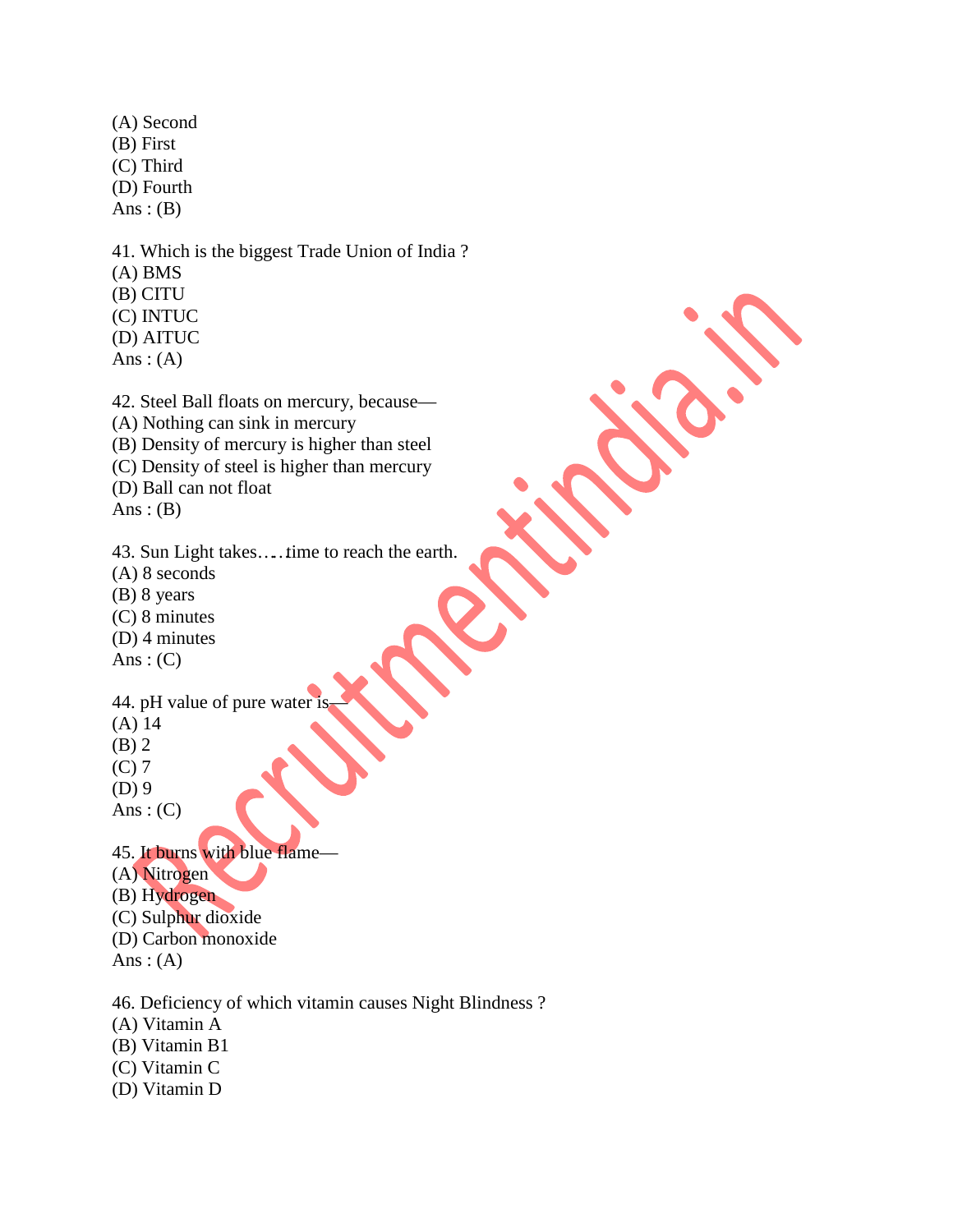(A) Second
(B) First
(C) Third
(D) Fourth
Ans : (B)

41. Which is the biggest Trade Union of India ?
(A) BMS
(B) CITU
(C) INTUC
(D) AITUC
Ans : (A)

42. Steel Ball floats on mercury, because—
(A) Nothing can sink in mercury
(B) Density of mercury is higher than steel
(C) Density of steel is higher than mercury
(D) Ball can not float
Ans : (B)

43. Sun Light takes….time to reach the earth.
(A) 8 seconds
(B) 8 years
(C) 8 minutes
(D) 4 minutes
Ans : (C)

44. pH value of pure water is—
(A) 14
(B) 2
(C) 7
(D) 9
Ans : (C)

45. It burns with blue flame—
(A) Nitrogen
(B) Hydrogen
(C) Sulphur dioxide
(D) Carbon monoxide
Ans : (A)

46. Deficiency of which vitamin causes Night Blindness ?
(A) Vitamin A
(B) Vitamin B1
(C) Vitamin C
(D) Vitamin D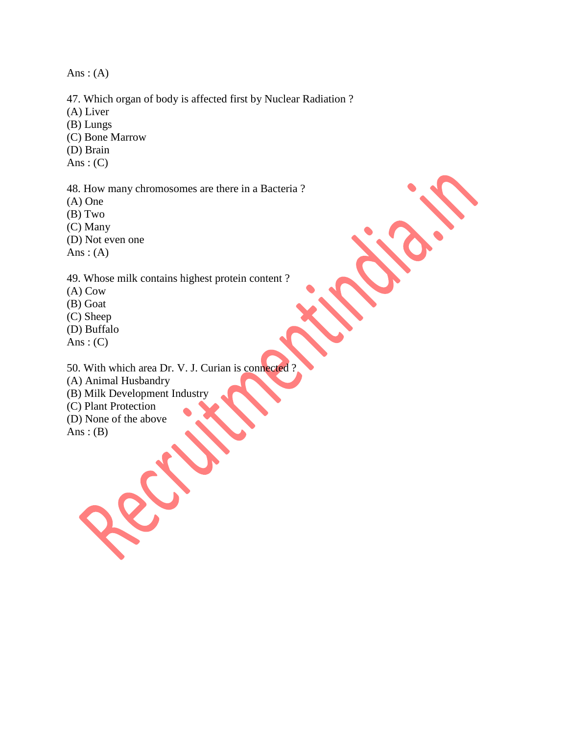Ans : (A)

47. Which organ of body is affected first by Nuclear Radiation ?
(A) Liver
(B) Lungs
(C) Bone Marrow
(D) Brain
Ans : (C)

48. How many chromosomes are there in a Bacteria ?
(A) One
(B) Two
(C) Many
(D) Not even one
Ans : (A)

49. Whose milk contains highest protein content ?
(A) Cow
(B) Goat
(C) Sheep
(D) Buffalo
Ans : (C)

50. With which area Dr. V. J. Curian is connected ?
(A) Animal Husbandry
(B) Milk Development Industry
(C) Plant Protection
(D) None of the above
Ans : (B)